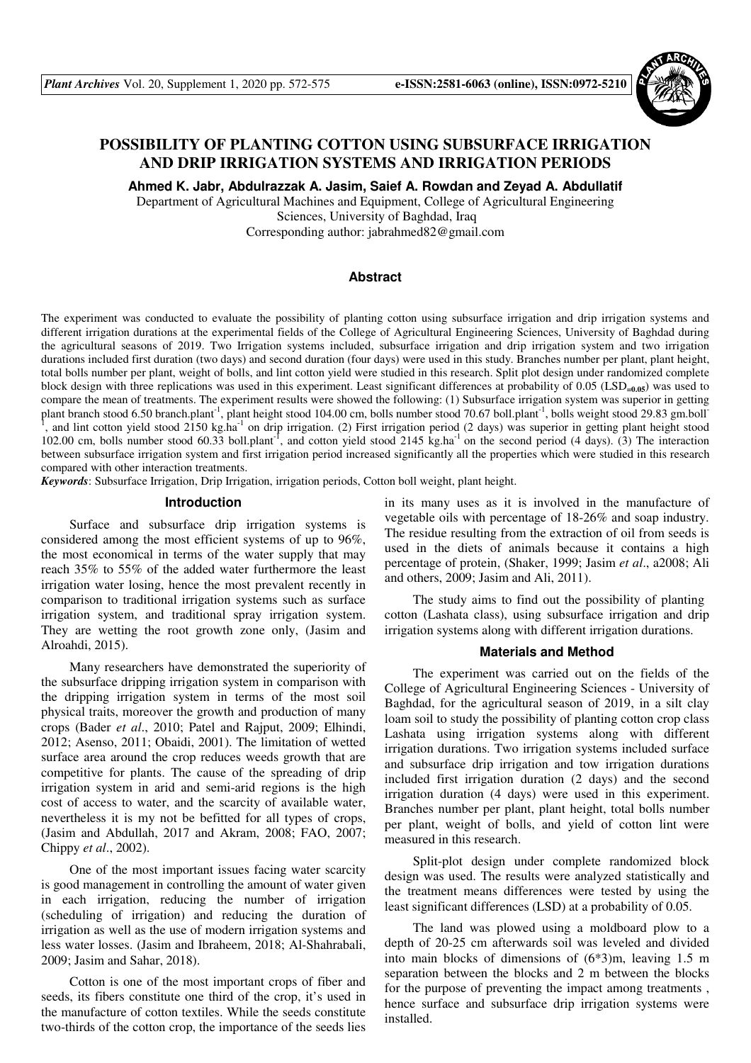# POSSIBILITY OF PLANTING COTTON USING SUBSURFACE IRRIGATION AND DRIP IRRIGATION SYSTEMS AND IRRIGATION PERIODS

**Ahmed K. Jabr, Abdulrazzak A. Jasim, Saief A. Rowdan and Zeyad A. Abdullatif**

Department of Agricultural Machines and Equipment, College of Agricultural Engineering Sciences, University of Baghdad, Iraq

Corresponding author: jabrahmed82@gmail.com

## Abstract

The experiment was conducted to evaluate the possibility of planting cotton using subsurface irrigation and drip irrigation systems and different irrigation durations at the experimental fields of the College of Agricultural Engineering Sciences, University of Baghdad during the agricultural seasons of 2019. Two Irrigation systems included, subsurface irrigation and drip irrigation system and two irrigation durations included first duration (two days) and second duration (four days) were used in this study. Branches number per plant, plant height, total bolls number per plant, weight of bolls, and lint cotton yield were studied in this research. Split plot design under randomized complete block design with three replications was used in this experiment. Least significant differences at probability of 0.05 ($LSD_{=0.05}$) was used to compare the mean of treatments. The experiment results were showed the following: (1) Subsurface irrigation system was superior in getting plant branch stood 6.50 branch.plant$^{-1}$, plant height stood 104.00 cm, bolls number stood 70.67 boll.plant$^{-1}$, bolls weight stood 29.83 gm.boll$^{-1}$, and lint cotton yield stood 2150 kg.ha$^{-1}$ on drip irrigation. (2) First irrigation period (2 days) was superior in getting plant height stood 102.00 cm, bolls number stood 60.33 boll.plant$^{-1}$, and cotton yield stood 2145 kg.ha$^{-1}$ on the second period (4 days). (3) The interaction between subsurface irrigation system and first irrigation period increased significantly all the properties which were studied in this research compared with other interaction treatments.

*Keywords*: Subsurface Irrigation, Drip Irrigation, irrigation periods, Cotton boll weight, plant height.

## Introduction

Surface and subsurface drip irrigation systems is considered among the most efficient systems of up to 96%, the most economical in terms of the water supply that may reach 35% to 55% of the added water furthermore the least irrigation water losing, hence the most prevalent recently in comparison to traditional irrigation systems such as surface irrigation system, and traditional spray irrigation system. They are wetting the root growth zone only, (Jasim and Alroahdi, 2015).

Many researchers have demonstrated the superiority of the subsurface dripping irrigation system in comparison with the dripping irrigation system in terms of the most soil physical traits, moreover the growth and production of many crops (Bader *et al*., 2010; Patel and Rajput, 2009; Elhindi, 2012; Asenso, 2011; Obaidi, 2001). The limitation of wetted surface area around the crop reduces weeds growth that are competitive for plants. The cause of the spreading of drip irrigation system in arid and semi-arid regions is the high cost of access to water, and the scarcity of available water, nevertheless it is my not be befitted for all types of crops, (Jasim and Abdullah, 2017 and Akram, 2008; FAO, 2007; Chippy *et al*., 2002).

One of the most important issues facing water scarcity is good management in controlling the amount of water given in each irrigation, reducing the number of irrigation (scheduling of irrigation) and reducing the duration of irrigation as well as the use of modern irrigation systems and less water losses. (Jasim and Ibraheem, 2018; Al-Shahrabali, 2009; Jasim and Sahar, 2018).

Cotton is one of the most important crops of fiber and seeds, its fibers constitute one third of the crop, it's used in the manufacture of cotton textiles. While the seeds constitute two-thirds of the cotton crop, the importance of the seeds lies in its many uses as it is involved in the manufacture of vegetable oils with percentage of 18-26% and soap industry. The residue resulting from the extraction of oil from seeds is used in the diets of animals because it contains a high percentage of protein, (Shaker, 1999; Jasim *et al*., a2008; Ali and others, 2009; Jasim and Ali, 2011).

The study aims to find out the possibility of planting cotton (Lashata class), using subsurface irrigation and drip irrigation systems along with different irrigation durations.

## Materials and Method

The experiment was carried out on the fields of the College of Agricultural Engineering Sciences - University of Baghdad, for the agricultural season of 2019, in a silt clay loam soil to study the possibility of planting cotton crop class Lashata using irrigation systems along with different irrigation durations. Two irrigation systems included surface and subsurface drip irrigation and tow irrigation durations included first irrigation duration (2 days) and the second irrigation duration (4 days) were used in this experiment. Branches number per plant, plant height, total bolls number per plant, weight of bolls, and yield of cotton lint were measured in this research.

Split-plot design under complete randomized block design was used. The results were analyzed statistically and the treatment means differences were tested by using the least significant differences (LSD) at a probability of 0.05.

The land was plowed using a moldboard plow to a depth of 20-25 cm afterwards soil was leveled and divided into main blocks of dimensions of (6*3)m, leaving 1.5 m separation between the blocks and 2 m between the blocks for the purpose of preventing the impact among treatments , hence surface and subsurface drip irrigation systems were installed.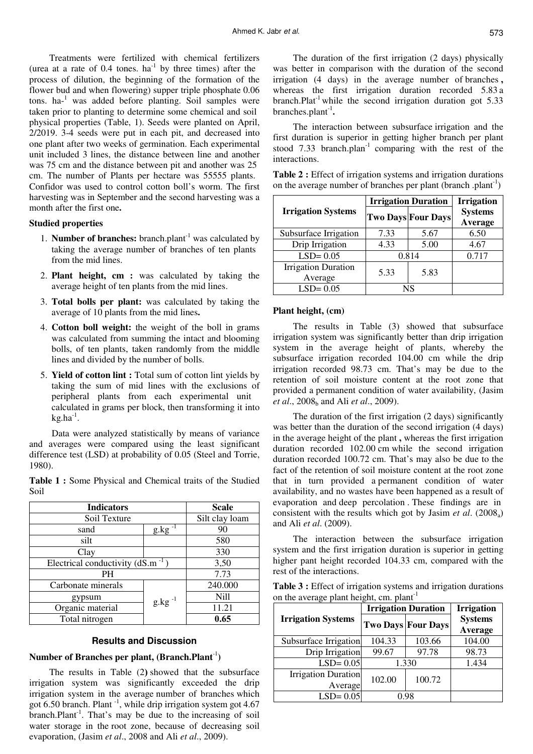Treatments were fertilized with chemical fertilizers (urea at a rate of 0.4 tones. $ha^{-1}$ by three times) after the process of dilution, the beginning of the formation of the flower bud and when flowering) supper triple phosphate 0.06 tons. $ha^{-1}$ was added before planting. Soil samples were taken prior to planting to determine some chemical and soil physical properties (Table, 1). Seeds were planted on April, 2/2019. 3-4 seeds were put in each pit, and decreased into one plant after two weeks of germination. Each experimental unit included 3 lines, the distance between line and another was 75 cm and the distance between pit and another was 25 cm. The number of Plants per hectare was 55555 plants. Confidor was used to control cotton boll's worm. The first harvesting was in September and the second harvesting was a month after the first one**.**

**Studied properties**

1. **Number of branches:** branch.$plant^{-1}$ was calculated by taking the average number of branches of ten plants from the mid lines.
2. **Plant height, cm :** was calculated by taking the average height of ten plants from the mid lines.
3. **Total bolls per plant:** was calculated by taking the average of 10 plants from the mid lines**.**
4. **Cotton boll weight:** the weight of the boll in grams was calculated from summing the intact and blooming bolls, of ten plants, taken randomly from the middle lines and divided by the number of bolls.
5. **Yield of cotton lint :** Total sum of cotton lint yields by taking the sum of mid lines with the exclusions of peripheral plants from each experimental unit calculated in grams per block, then transforming it into kg.$ha^{-1}$.

Data were analyzed statistically by means of variance and averages were compared using the least significant difference test (LSD) at probability of 0.05 (Steel and Torrie, 1980).

**Table 1 :** Some Physical and Chemical traits of the Studied Soil

| Indicators | | Scale |
|---|---|---|
| Soil Texture | | Silt clay loam |
| sand | g.$kg^{-1}$ | 90 |
| silt | | 580 |
| Clay | | 330 |
| Electrical conductivity (dS.$m^{-1}$) | | 3,50 |
| PH | | 7.73 |
| Carbonate minerals | g.$kg^{-1}$ | 240.000 |
| gypsum | | Nill |
| Organic material | | 11.21 |
| Total nitrogen | | **0.65** |

## Results and Discussion

**Number of Branches per plant, (Branch.$Plant^{-1}$)**

The results in Table (2) showed that the subsurface irrigation system was significantly exceeded the drip irrigation system in the average number of branches which got 6.50 branch. $Plant^{-1}$, while drip irrigation system got 4.67 branch.$Plant^{-1}$. That's may be due to the increasing of soil water storage in the root zone, because of decreasing soil evaporation, (Jasim *et al*., 2008 and Ali *et al*., 2009).

The duration of the first irrigation (2 days) physically was better in comparison with the duration of the second irrigation (4 days) in the average number of branches **,** whereas the first irrigation duration recorded 5.83 a branch.$Plat^{-1}$ while the second irrigation duration got 5.33 branches.$plant^{-1}$**.**

The interaction between subsurface irrigation and the first duration is superior in getting higher branch per plant stood 7.33 branch.$plan^{-1}$ comparing with the rest of the interactions.

**Table 2 :** Effect of irrigation systems and irrigation durations on the average number of branches per plant (branch .$plant^{-1}$)

| Irrigation Systems | Irrigation Duration | | Irrigation Systems Average |
|---|---|---|---|
| | Two Days | Four Days | |
| Subsurface Irrigation | 7.33 | 5.67 | 6.50 |
| Drip Irrigation | 4.33 | 5.00 | 4.67 |
| LSD= 0.05 | 0.814 | | 0.717 |
| Irrigation Duration Average | 5.33 | 5.83 | |
| LSD= 0.05 | NS | | |

**Plant height, (cm)**

The results in Table (3) showed that subsurface irrigation system was significantly better than drip irrigation system in the average height of plants, whereby the subsurface irrigation recorded 104.00 cm while the drip irrigation recorded 98.73 cm. That's may be due to the retention of soil moisture content at the root zone that provided a permanent condition of water availability, (Jasim *et al*., $2008_b$ and Ali *et al*., 2009).

The duration of the first irrigation (2 days) significantly was better than the duration of the second irrigation (4 days) in the average height of the plant **,** whereas the first irrigation duration recorded 102.00 cm while the second irrigation duration recorded 100.72 cm. That's may also be due to the fact of the retention of soil moisture content at the root zone that in turn provided a permanent condition of water availability, and no wastes have been happened as a result of evaporation and deep percolation . These findings are in consistent with the results which got by Jasim *et al*. ($2008_a$) and Ali *et al*. (2009).

The interaction between the subsurface irrigation system and the first irrigation duration is superior in getting higher pant height recorded 104.33 cm, compared with the rest of the interactions.

**Table 3 :** Effect of irrigation systems and irrigation durations on the average plant height, cm. $plant^{-1}$

| Irrigation Systems | Irrigation Duration | | Irrigation Systems Average |
|---|---|---|---|
| | Two Days | Four Days | |
| Subsurface Irrigation | 104.33 | 103.66 | 104.00 |
| Drip Irrigation | 99.67 | 97.78 | 98.73 |
| LSD= 0.05 | 1.330 | | 1.434 |
| Irrigation Duration Average | 102.00 | 100.72 | |
| LSD= 0.05 | 0.98 | | |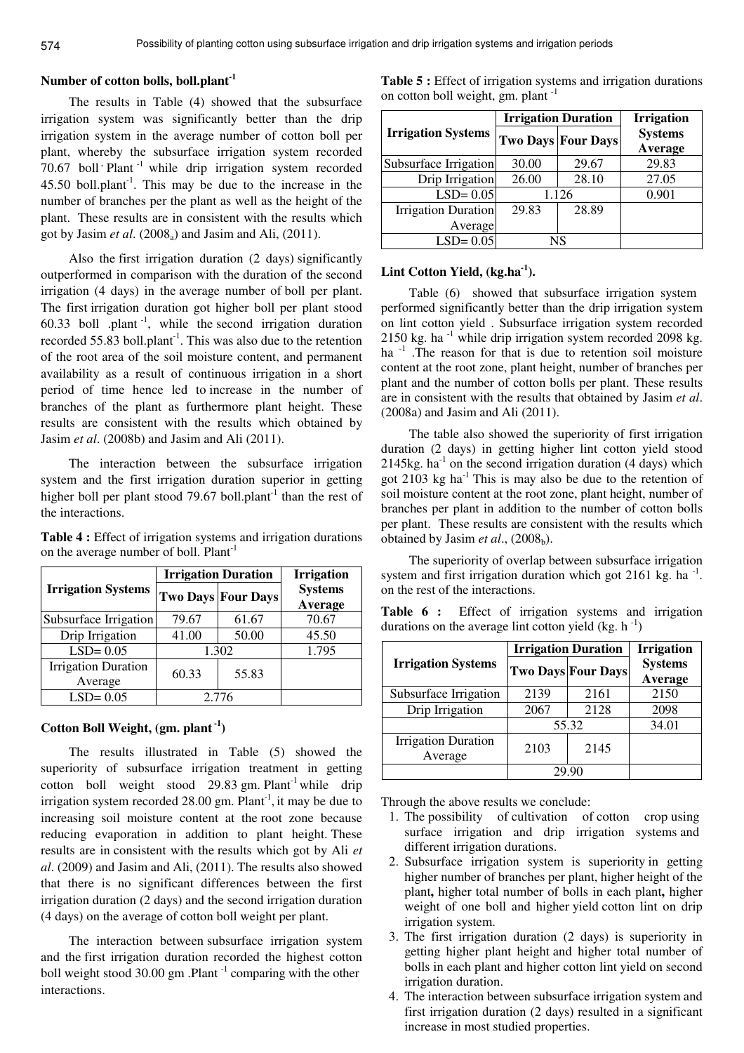### Number of cotton bolls, boll.plant$^{-1}$

The results in Table (4) showed that the subsurface irrigation system was significantly better than the drip irrigation system in the average number of cotton boll per plant, whereby the subsurface irrigation system recorded 70.67 boll·Plant$^{-1}$ while drip irrigation system recorded 45.50 boll.plant$^{-1}$. This may be due to the increase in the number of branches per the plant as well as the height of the plant. These results are in consistent with the results which got by Jasim *et al*. (2008$_a$) and Jasim and Ali, (2011).

Also the first irrigation duration (2 days) significantly outperformed in comparison with the duration of the second irrigation (4 days) in the average number of boll per plant. The first irrigation duration got higher boll per plant stood 60.33 boll .plant$^{-1}$, while the second irrigation duration recorded 55.83 boll.plant$^{-1}$. This was also due to the retention of the root area of the soil moisture content, and permanent availability as a result of continuous irrigation in a short period of time hence led to increase in the number of branches of the plant as furthermore plant height. These results are consistent with the results which obtained by Jasim *et al*. (2008b) and Jasim and Ali (2011).

The interaction between the subsurface irrigation system and the first irrigation duration superior in getting higher boll per plant stood 79.67 boll.plant$^{-1}$ than the rest of the interactions.

**Table 4 :** Effect of irrigation systems and irrigation durations on the average number of boll. Plant$^{-1}$

| Irrigation Systems | Irrigation Duration | | Irrigation Systems Average |
|---|---|---|---|
| | Two Days | Four Days | |
| Subsurface Irrigation | 79.67 | 61.67 | 70.67 |
| Drip Irrigation | 41.00 | 50.00 | 45.50 |
| LSD= 0.05 | 1.302 | | 1.795 |
| Irrigation Duration Average | 60.33 | 55.83 | |
| LSD= 0.05 | 2.776 | | |

### Cotton Boll Weight, (gm. plant$^{-1}$)

The results illustrated in Table (5) showed the superiority of subsurface irrigation treatment in getting cotton boll weight stood 29.83 gm. Plant$^{-1}$ while drip irrigation system recorded 28.00 gm. Plant$^{-1}$, it may be due to increasing soil moisture content at the root zone because reducing evaporation in addition to plant height. These results are in consistent with the results which got by Ali *et al*. (2009) and Jasim and Ali, (2011). The results also showed that there is no significant differences between the first irrigation duration (2 days) and the second irrigation duration (4 days) on the average of cotton boll weight per plant.

The interaction between subsurface irrigation system and the first irrigation duration recorded the highest cotton boll weight stood 30.00 gm .Plant$^{-1}$ comparing with the other interactions.

**Table 5 :** Effect of irrigation systems and irrigation durations on cotton boll weight, gm. plant$^{-1}$

| Irrigation Systems | Irrigation Duration | | Irrigation Systems Average |
|---|---|---|---|
| | Two Days | Four Days | |
| Subsurface Irrigation | 30.00 | 29.67 | 29.83 |
| Drip Irrigation | 26.00 | 28.10 | 27.05 |
| LSD= 0.05 | 1.126 | | 0.901 |
| Irrigation Duration Average | 29.83 | 28.89 | |
| LSD= 0.05 | NS | | |

### Lint Cotton Yield, (kg.ha$^{-1}$).

Table (6) showed that subsurface irrigation system performed significantly better than the drip irrigation system on lint cotton yield . Subsurface irrigation system recorded 2150 kg. ha$^{-1}$ while drip irrigation system recorded 2098 kg. ha$^{-1}$ .The reason for that is due to retention soil moisture content at the root zone, plant height, number of branches per plant and the number of cotton bolls per plant. These results are in consistent with the results that obtained by Jasim *et al*. (2008a) and Jasim and Ali (2011).

The table also showed the superiority of first irrigation duration (2 days) in getting higher lint cotton yield stood 2145kg. ha$^{-1}$ on the second irrigation duration (4 days) which got 2103 kg ha$^{-1}$ This is may also be due to the retention of soil moisture content at the root zone, plant height, number of branches per plant in addition to the number of cotton bolls per plant. These results are consistent with the results which obtained by Jasim *et al*., (2008$_b$).

The superiority of overlap between subsurface irrigation system and first irrigation duration which got 2161 kg. ha$^{-1}$. on the rest of the interactions.

**Table 6 :** Effect of irrigation systems and irrigation durations on the average lint cotton yield (kg. h$^{-1}$)

| Irrigation Systems | Irrigation Duration | | Irrigation Systems Average |
|---|---|---|---|
| | Two Days | Four Days | |
| Subsurface Irrigation | 2139 | 2161 | 2150 |
| Drip Irrigation | 2067 | 2128 | 2098 |
| | 55.32 | | 34.01 |
| Irrigation Duration Average | 2103 | 2145 | |
| | 29.90 | | |

Through the above results we conclude:

1. The possibility of cultivation of cotton crop using surface irrigation and drip irrigation systems and different irrigation durations.
2. Subsurface irrigation system is superiority in getting higher number of branches per plant, higher height of the plant**,** higher total number of bolls in each plant**,** higher weight of one boll and higher yield cotton lint on drip irrigation system.
3. The first irrigation duration (2 days) is superiority in getting higher plant height and higher total number of bolls in each plant and higher cotton lint yield on second irrigation duration.
4. The interaction between subsurface irrigation system and first irrigation duration (2 days) resulted in a significant increase in most studied properties.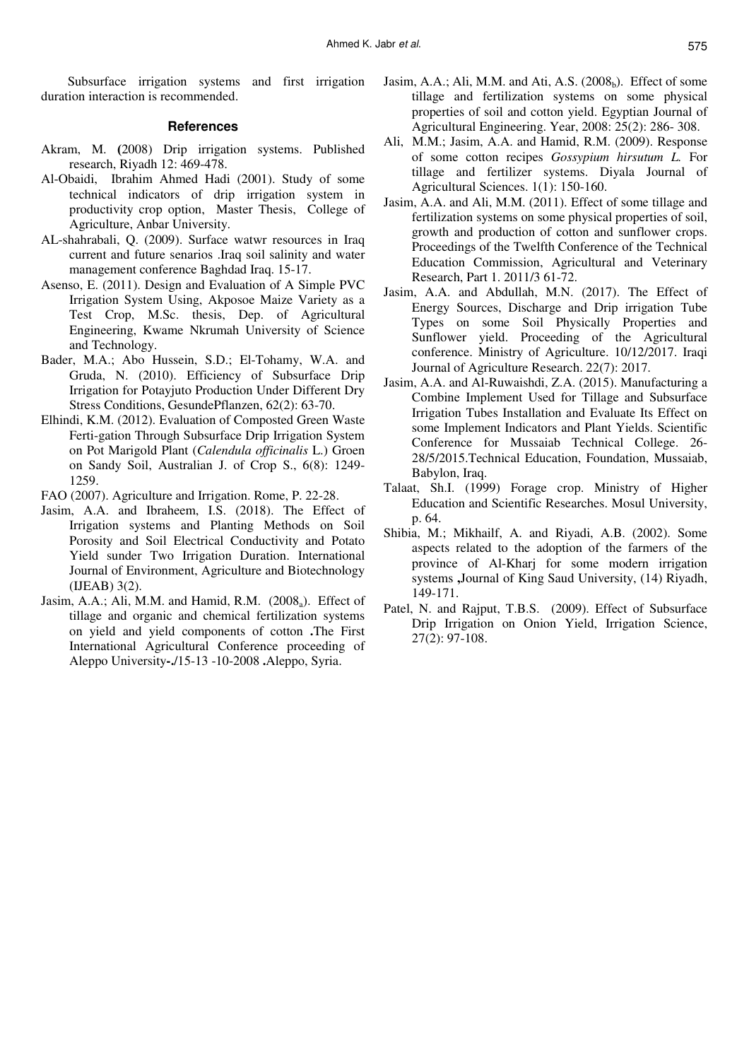Subsurface irrigation systems and first irrigation duration interaction is recommended.

## References

Akram, M. (2008) Drip irrigation systems. Published research, Riyadh 12: 469-478.

Al-Obaidi, Ibrahim Ahmed Hadi (2001). Study of some technical indicators of drip irrigation system in productivity crop option, Master Thesis, College of Agriculture, Anbar University.

AL-shahrabali, Q. (2009). Surface watwr resources in Iraq current and future senarios .Iraq soil salinity and water management conference Baghdad Iraq. 15-17.

Asenso, E. (2011). Design and Evaluation of A Simple PVC Irrigation System Using, Akposoe Maize Variety as a Test Crop, M.Sc. thesis, Dep. of Agricultural Engineering, Kwame Nkrumah University of Science and Technology.

Bader, M.A.; Abo Hussein, S.D.; El-Tohamy, W.A. and Gruda, N. (2010). Efficiency of Subsurface Drip Irrigation for Potayjuto Production Under Different Dry Stress Conditions, GesundePflanzen, 62(2): 63-70.

Elhindi, K.M. (2012). Evaluation of Composted Green Waste Ferti-gation Through Subsurface Drip Irrigation System on Pot Marigold Plant (*Calendula officinalis* L.) Groen on Sandy Soil, Australian J. of Crop S., 6(8): 1249-1259.

FAO (2007). Agriculture and Irrigation. Rome, P. 22-28.

Jasim, A.A. and Ibraheem, I.S. (2018). The Effect of Irrigation systems and Planting Methods on Soil Porosity and Soil Electrical Conductivity and Potato Yield sunder Two Irrigation Duration. International Journal of Environment, Agriculture and Biotechnology (IJEAB) 3(2).

Jasim, A.A.; Ali, M.M. and Hamid, R.M. ($2008_a$). Effect of tillage and organic and chemical fertilization systems on yield and yield components of cotton **.**The First International Agricultural Conference proceeding of Aleppo University**-./**15-13 -10-2008 **.**Aleppo, Syria.

Jasim, A.A.; Ali, M.M. and Ati, A.S. ($2008_b$). Effect of some tillage and fertilization systems on some physical properties of soil and cotton yield. Egyptian Journal of Agricultural Engineering. Year, 2008: 25(2): 286- 308.

Ali, M.M.; Jasim, A.A. and Hamid, R.M. (2009). Response of some cotton recipes *Gossypium hirsutum L.* For tillage and fertilizer systems. Diyala Journal of Agricultural Sciences. 1(1): 150-160.

Jasim, A.A. and Ali, M.M. (2011). Effect of some tillage and fertilization systems on some physical properties of soil, growth and production of cotton and sunflower crops. Proceedings of the Twelfth Conference of the Technical Education Commission, Agricultural and Veterinary Research, Part 1. 2011/3 61-72.

Jasim, A.A. and Abdullah, M.N. (2017). The Effect of Energy Sources, Discharge and Drip irrigation Tube Types on some Soil Physically Properties and Sunflower yield. Proceeding of the Agricultural conference. Ministry of Agriculture. 10/12/2017. Iraqi Journal of Agriculture Research. 22(7): 2017.

Jasim, A.A. and Al-Ruwaishdi, Z.A. (2015). Manufacturing a Combine Implement Used for Tillage and Subsurface Irrigation Tubes Installation and Evaluate Its Effect on some Implement Indicators and Plant Yields. Scientific Conference for Mussaiab Technical College. 26-28/5/2015.Technical Education, Foundation, Mussaiab, Babylon, Iraq.

Talaat, Sh.I. (1999) Forage crop. Ministry of Higher Education and Scientific Researches. Mosul University, p. 64.

Shibia, M.; Mikhailf, A. and Riyadi, A.B. (2002). Some aspects related to the adoption of the farmers of the province of Al-Kharj for some modern irrigation systems **,**Journal of King Saud University, (14) Riyadh, 149-171.

Patel, N. and Rajput, T.B.S. (2009). Effect of Subsurface Drip Irrigation on Onion Yield, Irrigation Science, 27(2): 97-108.